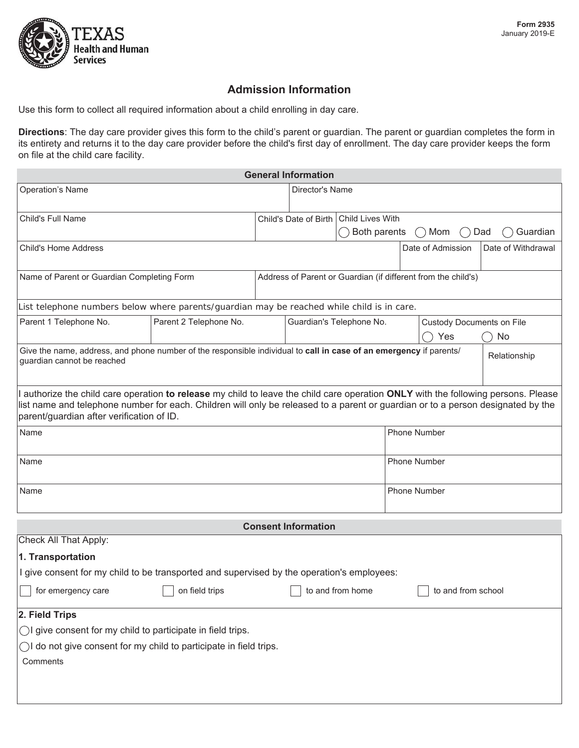Texas Health and Human Services

Form 2935
January 2019-E

# Admission Information

Use this form to collect all required information about a child enrolling in day care.

**Directions**: The day care provider gives this form to the child's parent or guardian. The parent or guardian completes the form in its entirety and returns it to the day care provider before the child's first day of enrollment. The day care provider keeps the form on file at the child care facility.

## General Information

| Operation's Name | Director's Name |
|---|---|
| | |

| Child's Full Name | Child's Date of Birth | Child Lives With ◯ Both parents ◯ Mom ◯ Dad ◯ Guardian |
|---|---|---|
| | | |

| Child's Home Address | Date of Admission | Date of Withdrawal |
|---|---|---|
| | | |

| Name of Parent or Guardian Completing Form | Address of Parent or Guardian (if different from the child's) |
|---|---|
| | |

List telephone numbers below where parents/guardian may be reached while child is in care.

| Parent 1 Telephone No. | Parent 2 Telephone No. | Guardian's Telephone No. | Custody Documents on File ◯ Yes ◯ No |
|---|---|---|---|
| | | | |

| Give the name, address, and phone number of the responsible individual to **call in case of an emergency** if parents/guardian cannot be reached | Relationship |
|---|---|
| | |

I authorize the child care operation **to release** my child to leave the child care operation **ONLY** with the following persons. Please list name and telephone number for each. Children will only be released to a parent or guardian or to a person designated by the parent/guardian after verification of ID.

| Name | Phone Number |
|---|---|
| | |
| | |
| | |

## Consent Information

Check All That Apply:

**1. Transportation**

I give consent for my child to be transported and supervised by the operation's employees:

☐ for emergency care ☐ on field trips ☐ to and from home ☐ to and from school

**2. Field Trips**

◯ I give consent for my child to participate in field trips.

◯ I do not give consent for my child to participate in field trips.

Comments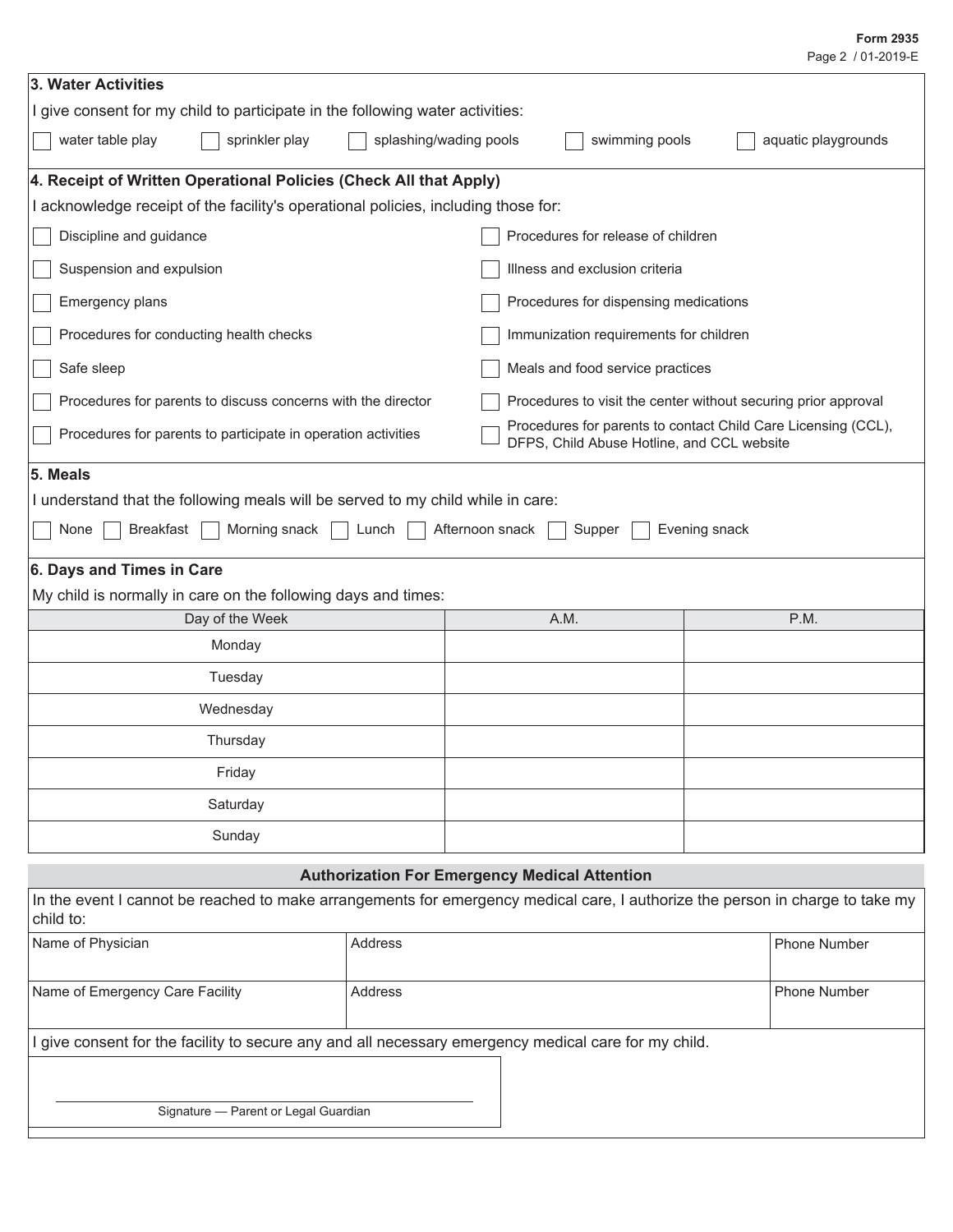### 3. Water Activities

I give consent for my child to participate in the following water activities:

- [ ] water table play
- [ ] sprinkler play
- [ ] splashing/wading pools
- [ ] swimming pools
- [ ] aquatic playgrounds

### 4. Receipt of Written Operational Policies (Check All that Apply)

I acknowledge receipt of the facility's operational policies, including those for:

- [ ] Discipline and guidance
- [ ] Procedures for release of children
- [ ] Suspension and expulsion
- [ ] Illness and exclusion criteria
- [ ] Emergency plans
- [ ] Procedures for dispensing medications
- [ ] Procedures for conducting health checks
- [ ] Immunization requirements for children
- [ ] Safe sleep
- [ ] Meals and food service practices
- [ ] Procedures for parents to discuss concerns with the director
- [ ] Procedures to visit the center without securing prior approval
- [ ] Procedures for parents to participate in operation activities
- [ ] Procedures for parents to contact Child Care Licensing (CCL), DFPS, Child Abuse Hotline, and CCL website

### 5. Meals

I understand that the following meals will be served to my child while in care:

- [ ] None
- [ ] Breakfast
- [ ] Morning snack
- [ ] Lunch
- [ ] Afternoon snack
- [ ] Supper
- [ ] Evening snack

### 6. Days and Times in Care

My child is normally in care on the following days and times:

| Day of the Week | A.M. | P.M. |
|---|---|---|
| Monday | | |
| Tuesday | | |
| Wednesday | | |
| Thursday | | |
| Friday | | |
| Saturday | | |
| Sunday | | |

## Authorization For Emergency Medical Attention

In the event I cannot be reached to make arrangements for emergency medical care, I authorize the person in charge to take my child to:

| Name of Physician | Address | Phone Number |
|---|---|---|
| | | |
| **Name of Emergency Care Facility** | **Address** | **Phone Number** |
| | | |

I give consent for the facility to secure any and all necessary emergency medical care for my child.

_________________________________
Signature — Parent or Legal Guardian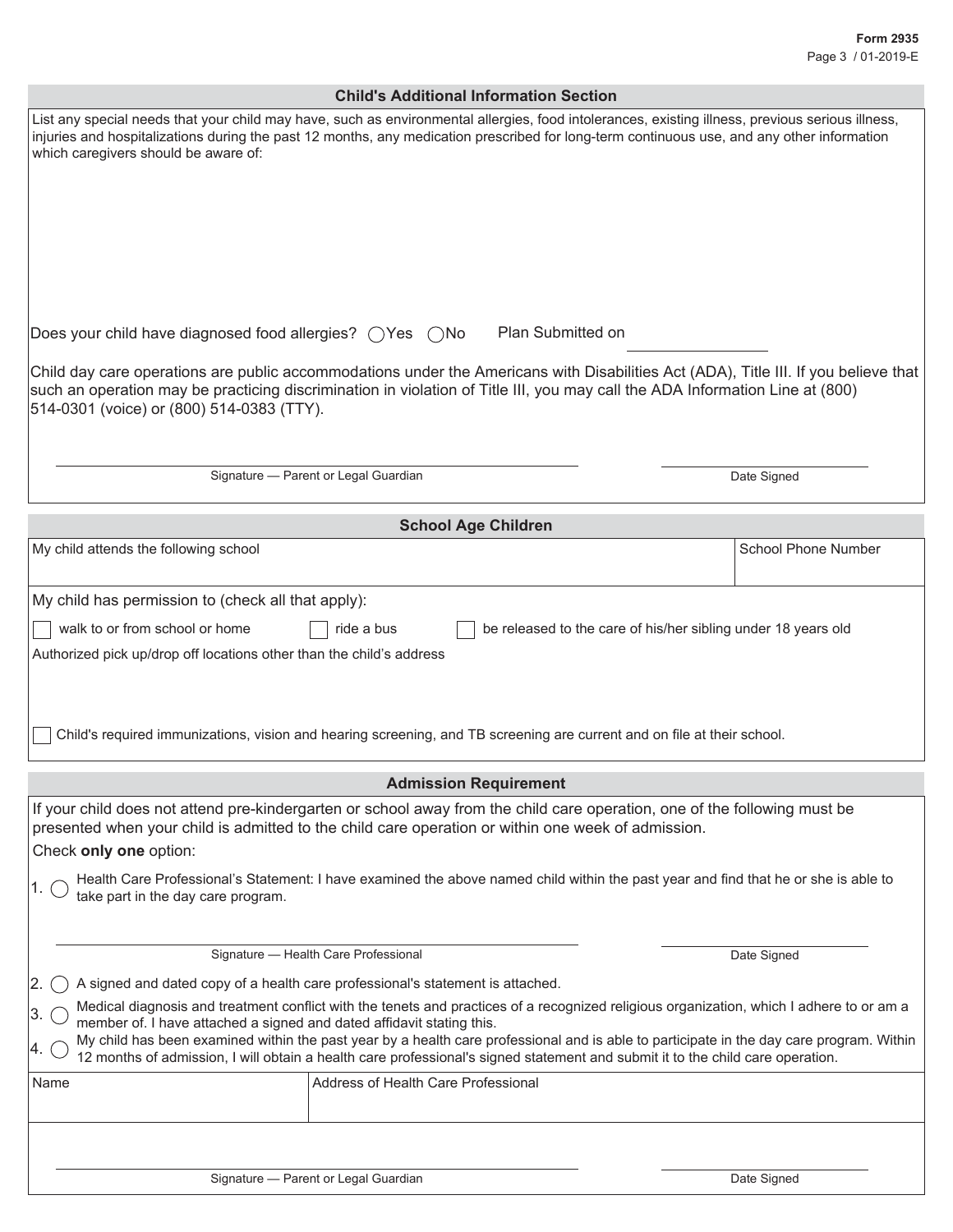## Child's Additional Information Section

List any special needs that your child may have, such as environmental allergies, food intolerances, existing illness, previous serious illness, injuries and hospitalizations during the past 12 months, any medication prescribed for long-term continuous use, and any other information which caregivers should be aware of:

Does your child have diagnosed food allergies? ◯ Yes ◯ No Plan Submitted on ____________

Child day care operations are public accommodations under the Americans with Disabilities Act (ADA), Title III. If you believe that such an operation may be practicing discrimination in violation of Title III, you may call the ADA Information Line at (800) 514-0301 (voice) or (800) 514-0383 (TTY).

Signature — Parent or Legal Guardian ____________ Date Signed ____________

## School Age Children

| My child attends the following school | School Phone Number |
|---|---|
| | |

My child has permission to (check all that apply):

- ☐ walk to or from school or home
- ☐ ride a bus
- ☐ be released to the care of his/her sibling under 18 years old

Authorized pick up/drop off locations other than the child's address

☐ Child's required immunizations, vision and hearing screening, and TB screening are current and on file at their school.

## Admission Requirement

If your child does not attend pre-kindergarten or school away from the child care operation, one of the following must be presented when your child is admitted to the child care operation or within one week of admission.

Check **only one** option:

1. ◯ Health Care Professional's Statement: I have examined the above named child within the past year and find that he or she is able to take part in the day care program.

   Signature — Health Care Professional ____________ Date Signed ____________

2. ◯ A signed and dated copy of a health care professional's statement is attached.
3. ◯ Medical diagnosis and treatment conflict with the tenets and practices of a recognized religious organization, which I adhere to or am a member of. I have attached a signed and dated affidavit stating this.
4. ◯ My child has been examined within the past year by a health care professional and is able to participate in the day care program. Within 12 months of admission, I will obtain a health care professional's signed statement and submit it to the child care operation.

| Name | Address of Health Care Professional |
|---|---|
| | |

Signature — Parent or Legal Guardian ____________ Date Signed ____________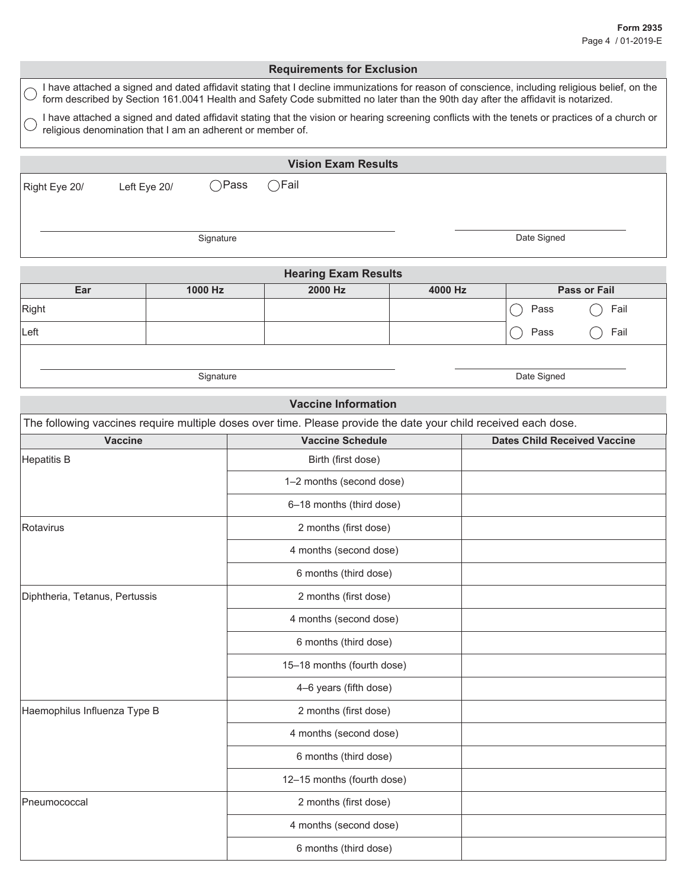## Requirements for Exclusion

- ◯ I have attached a signed and dated affidavit stating that I decline immunizations for reason of conscience, including religious belief, on the form described by Section 161.0041 Health and Safety Code submitted no later than the 90th day after the affidavit is notarized.
- ◯ I have attached a signed and dated affidavit stating that the vision or hearing screening conflicts with the tenets or practices of a church or religious denomination that I am an adherent or member of.

## Vision Exam Results

Right Eye 20/ Left Eye 20/ ◯ Pass ◯ Fail

Signature ______________________ Date Signed ______________________

## Hearing Exam Results

| Ear | 1000 Hz | 2000 Hz | 4000 Hz | Pass or Fail |
|---|---|---|---|---|
| Right | | | | ◯ Pass ◯ Fail |
| Left | | | | ◯ Pass ◯ Fail |

Signature ______________________ Date Signed ______________________

## Vaccine Information

The following vaccines require multiple doses over time. Please provide the date your child received each dose.

| Vaccine | Vaccine Schedule | Dates Child Received Vaccine |
|---|---|---|
| Hepatitis B | Birth (first dose) | |
| | 1–2 months (second dose) | |
| | 6–18 months (third dose) | |
| Rotavirus | 2 months (first dose) | |
| | 4 months (second dose) | |
| | 6 months (third dose) | |
| Diphtheria, Tetanus, Pertussis | 2 months (first dose) | |
| | 4 months (second dose) | |
| | 6 months (third dose) | |
| | 15–18 months (fourth dose) | |
| | 4–6 years (fifth dose) | |
| Haemophilus Influenza Type B | 2 months (first dose) | |
| | 4 months (second dose) | |
| | 6 months (third dose) | |
| | 12–15 months (fourth dose) | |
| Pneumococcal | 2 months (first dose) | |
| | 4 months (second dose) | |
| | 6 months (third dose) | |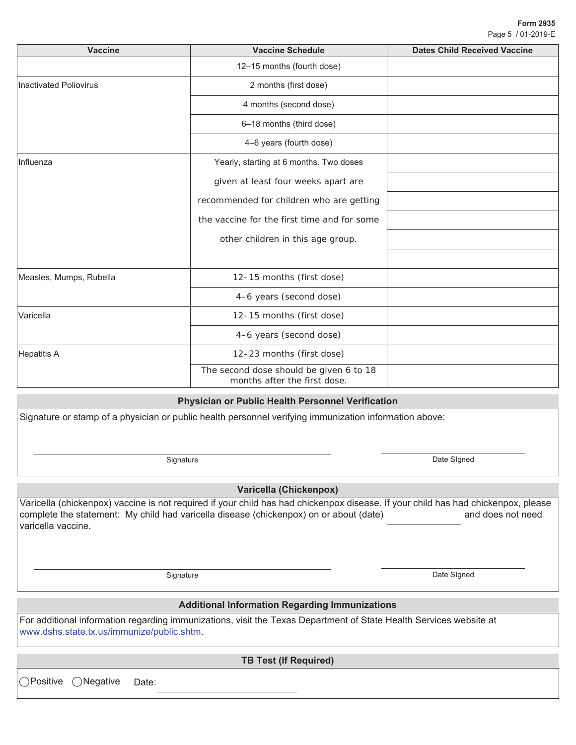| Vaccine | Vaccine Schedule | Dates Child Received Vaccine |
|---|---|---|
| | 12–15 months (fourth dose) | |
| Inactivated Poliovirus | 2 months (first dose) | |
| | 4 months (second dose) | |
| | 6–18 months (third dose) | |
| | 4–6 years (fourth dose) | |
| Influenza | Yearly, starting at 6 months. Two doses given at least four weeks apart are recommended for children who are getting the vaccine for the first time and for some other children in this age group. | |
| | | |
| | | |
| | | |
| | | |
| | | |
| Measles, Mumps, Rubella | 12–15 months (first dose) | |
| | 4–6 years (second dose) | |
| Varicella | 12–15 months (first dose) | |
| | 4–6 years (second dose) | |
| Hepatitis A | 12–23 months (first dose) | |
| | The second dose should be given 6 to 18 months after the first dose. | |

## Physician or Public Health Personnel Verification

Signature or stamp of a physician or public health personnel verifying immunization information above:

\_\_\_\_\_\_\_\_\_\_\_\_\_\_\_\_\_\_\_\_\_\_\_\_\_\_\_\_\_\_ Signature

\_\_\_\_\_\_\_\_\_\_\_\_\_\_\_\_ Date SIgned

## Varicella (Chickenpox)

Varicella (chickenpox) vaccine is not required if your child has had chickenpox disease. If your child has had chickenpox, please complete the statement: My child had varicella disease (chickenpox) on or about (date) \_\_\_\_\_\_\_\_\_\_ and does not need varicella vaccine.

\_\_\_\_\_\_\_\_\_\_\_\_\_\_\_\_\_\_\_\_\_\_\_\_\_\_\_\_\_\_ Signature

\_\_\_\_\_\_\_\_\_\_\_\_\_\_\_\_ Date SIgned

## Additional Information Regarding Immunizations

For additional information regarding immunizations, visit the Texas Department of State Health Services website at www.dshs.state.tx.us/immunize/public.shtm.

## TB Test (If Required)

◯ Positive ◯ Negative Date: \_\_\_\_\_\_\_\_\_\_\_\_\_\_\_\_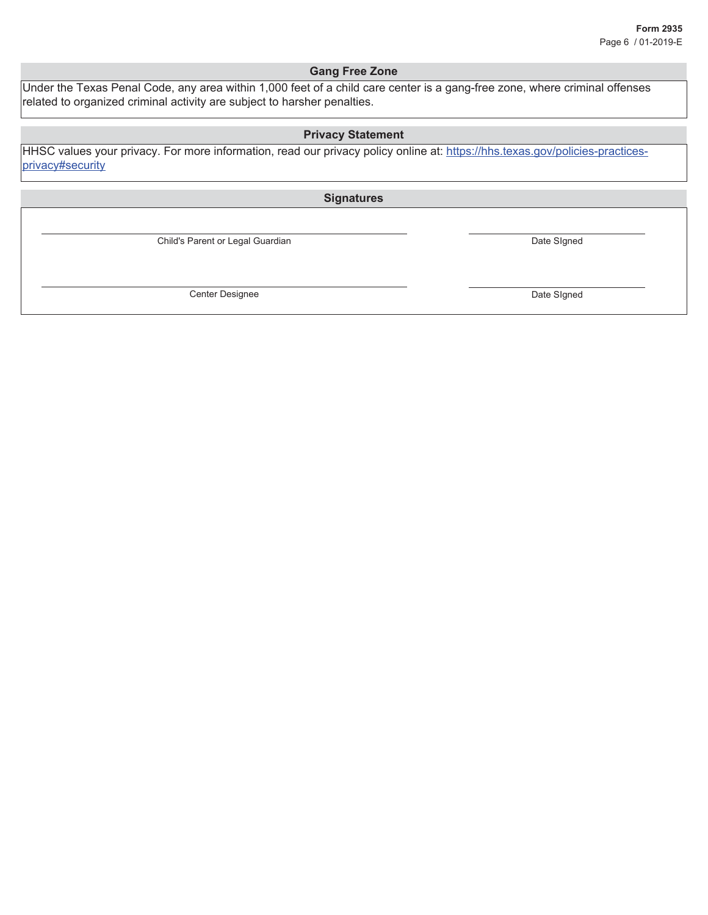## Gang Free Zone

Under the Texas Penal Code, any area within 1,000 feet of a child care center is a gang-free zone, where criminal offenses related to organized criminal activity are subject to harsher penalties.

## Privacy Statement

HHSC values your privacy. For more information, read our privacy policy online at: https://hhs.texas.gov/policies-practices-privacy#security

## Signatures

\_\_\_\_\_\_\_\_\_\_\_\_\_\_\_\_\_\_\_\_\_\_\_\_\_\_\_\_\_\_\_\_\_\_\_\_\_\_\_\_ \_\_\_\_\_\_\_\_\_\_\_\_\_\_\_\_\_\_\_\_

Child's Parent or Legal Guardian — Date SIgned

\_\_\_\_\_\_\_\_\_\_\_\_\_\_\_\_\_\_\_\_\_\_\_\_\_\_\_\_\_\_\_\_\_\_\_\_\_\_\_\_ \_\_\_\_\_\_\_\_\_\_\_\_\_\_\_\_\_\_\_\_

Center Designee — Date SIgned